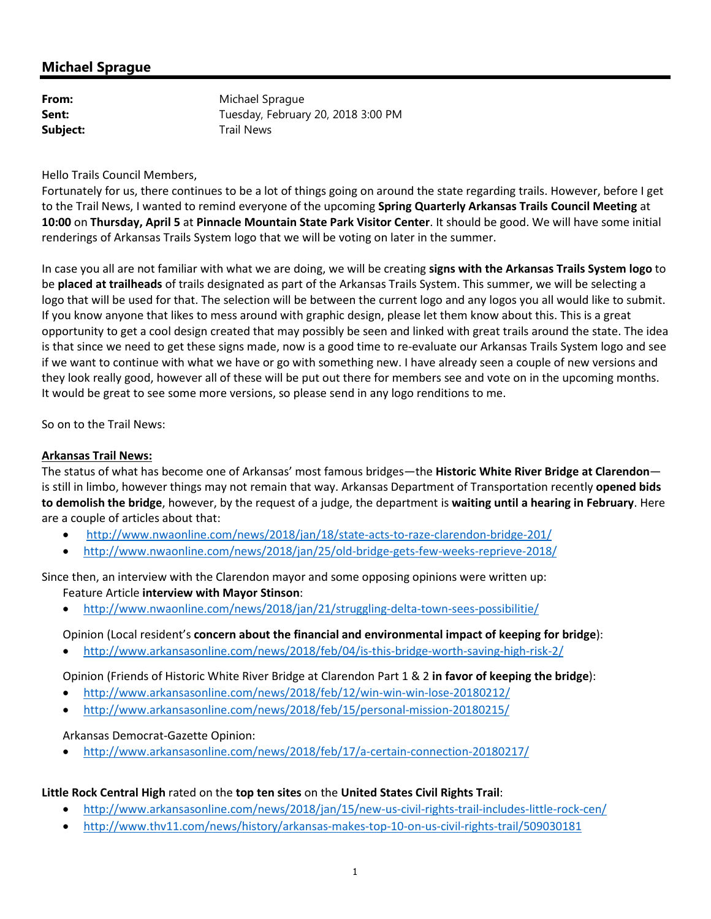## Michael Sprague

**From:** Michael Sprague
**Sent:** Tuesday, February 20, 2018 3:00 PM
**Subject:** Trail News

Hello Trails Council Members,
Fortunately for us, there continues to be a lot of things going on around the state regarding trails. However, before I get to the Trail News, I wanted to remind everyone of the upcoming **Spring Quarterly Arkansas Trails Council Meeting** at **10:00** on **Thursday, April 5** at **Pinnacle Mountain State Park Visitor Center**. It should be good. We will have some initial renderings of Arkansas Trails System logo that we will be voting on later in the summer.

In case you all are not familiar with what we are doing, we will be creating **signs with the Arkansas Trails System logo** to be **placed at trailheads** of trails designated as part of the Arkansas Trails System. This summer, we will be selecting a logo that will be used for that. The selection will be between the current logo and any logos you all would like to submit. If you know anyone that likes to mess around with graphic design, please let them know about this. This is a great opportunity to get a cool design created that may possibly be seen and linked with great trails around the state. The idea is that since we need to get these signs made, now is a good time to re-evaluate our Arkansas Trails System logo and see if we want to continue with what we have or go with something new. I have already seen a couple of new versions and they look really good, however all of these will be put out there for members see and vote on in the upcoming months. It would be great to see some more versions, so please send in any logo renditions to me.

So on to the Trail News:

**Arkansas Trail News:**

The status of what has become one of Arkansas' most famous bridges—the **Historic White River Bridge at Clarendon**—is still in limbo, however things may not remain that way. Arkansas Department of Transportation recently **opened bids to demolish the bridge**, however, by the request of a judge, the department is **waiting until a hearing in February**. Here are a couple of articles about that:

- http://www.nwaonline.com/news/2018/jan/18/state-acts-to-raze-clarendon-bridge-201/
- http://www.nwaonline.com/news/2018/jan/25/old-bridge-gets-few-weeks-reprieve-2018/

Since then, an interview with the Clarendon mayor and some opposing opinions were written up:

Feature Article **interview with Mayor Stinson**:

- http://www.nwaonline.com/news/2018/jan/21/struggling-delta-town-sees-possibilitie/

Opinion (Local resident's **concern about the financial and environmental impact of keeping for bridge**):

- http://www.arkansasonline.com/news/2018/feb/04/is-this-bridge-worth-saving-high-risk-2/

Opinion (Friends of Historic White River Bridge at Clarendon Part 1 & 2 **in favor of keeping the bridge**):

- http://www.arkansasonline.com/news/2018/feb/12/win-win-win-lose-20180212/
- http://www.arkansasonline.com/news/2018/feb/15/personal-mission-20180215/

Arkansas Democrat-Gazette Opinion:

- http://www.arkansasonline.com/news/2018/feb/17/a-certain-connection-20180217/

**Little Rock Central High** rated on the **top ten sites** on the **United States Civil Rights Trail**:

- http://www.arkansasonline.com/news/2018/jan/15/new-us-civil-rights-trail-includes-little-rock-cen/
- http://www.thv11.com/news/history/arkansas-makes-top-10-on-us-civil-rights-trail/509030181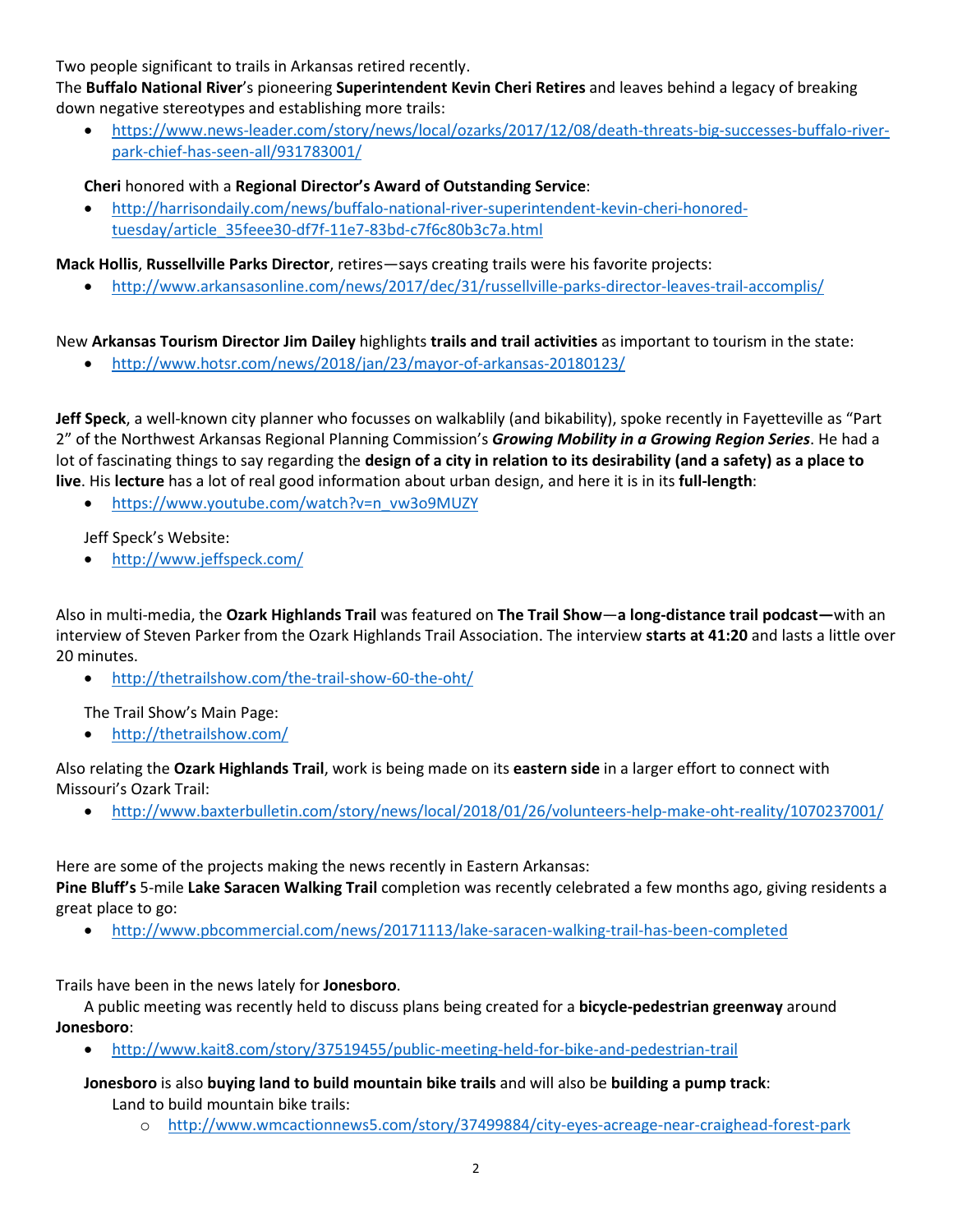Two people significant to trails in Arkansas retired recently.

The **Buffalo National River**'s pioneering **Superintendent Kevin Cheri Retires** and leaves behind a legacy of breaking down negative stereotypes and establishing more trails:

- https://www.news-leader.com/story/news/local/ozarks/2017/12/08/death-threats-big-successes-buffalo-river-park-chief-has-seen-all/931783001/

**Cheri** honored with a **Regional Director's Award of Outstanding Service**:

- http://harrisondaily.com/news/buffalo-national-river-superintendent-kevin-cheri-honored-tuesday/article_35feee30-df7f-11e7-83bd-c7f6c80b3c7a.html

**Mack Hollis**, **Russellville Parks Director**, retires—says creating trails were his favorite projects:

- http://www.arkansasonline.com/news/2017/dec/31/russellville-parks-director-leaves-trail-accomplis/

New **Arkansas Tourism Director Jim Dailey** highlights **trails and trail activities** as important to tourism in the state:

- http://www.hotsr.com/news/2018/jan/23/mayor-of-arkansas-20180123/

**Jeff Speck**, a well-known city planner who focusses on walkablily (and bikability), spoke recently in Fayetteville as "Part 2" of the Northwest Arkansas Regional Planning Commission's ***Growing Mobility in a Growing Region Series***. He had a lot of fascinating things to say regarding the **design of a city in relation to its desirability (and a safety) as a place to live**. His **lecture** has a lot of real good information about urban design, and here it is in its **full-length**:

- https://www.youtube.com/watch?v=n_vw3o9MUZY

Jeff Speck's Website:

- http://www.jeffspeck.com/

Also in multi-media, the **Ozark Highlands Trail** was featured on **The Trail Show**—**a long-distance trail podcast—**with an interview of Steven Parker from the Ozark Highlands Trail Association. The interview **starts at 41:20** and lasts a little over 20 minutes.

- http://thetrailshow.com/the-trail-show-60-the-oht/

The Trail Show's Main Page:

- http://thetrailshow.com/

Also relating the **Ozark Highlands Trail**, work is being made on its **eastern side** in a larger effort to connect with Missouri's Ozark Trail:

- http://www.baxterbulletin.com/story/news/local/2018/01/26/volunteers-help-make-oht-reality/1070237001/

Here are some of the projects making the news recently in Eastern Arkansas:

**Pine Bluff's** 5-mile **Lake Saracen Walking Trail** completion was recently celebrated a few months ago, giving residents a great place to go:

- http://www.pbcommercial.com/news/20171113/lake-saracen-walking-trail-has-been-completed

Trails have been in the news lately for **Jonesboro**.

A public meeting was recently held to discuss plans being created for a **bicycle-pedestrian greenway** around **Jonesboro**:

- http://www.kait8.com/story/37519455/public-meeting-held-for-bike-and-pedestrian-trail

**Jonesboro** is also **buying land to build mountain bike trails** and will also be **building a pump track**:

Land to build mountain bike trails:

- http://www.wmcactionnews5.com/story/37499884/city-eyes-acreage-near-craighead-forest-park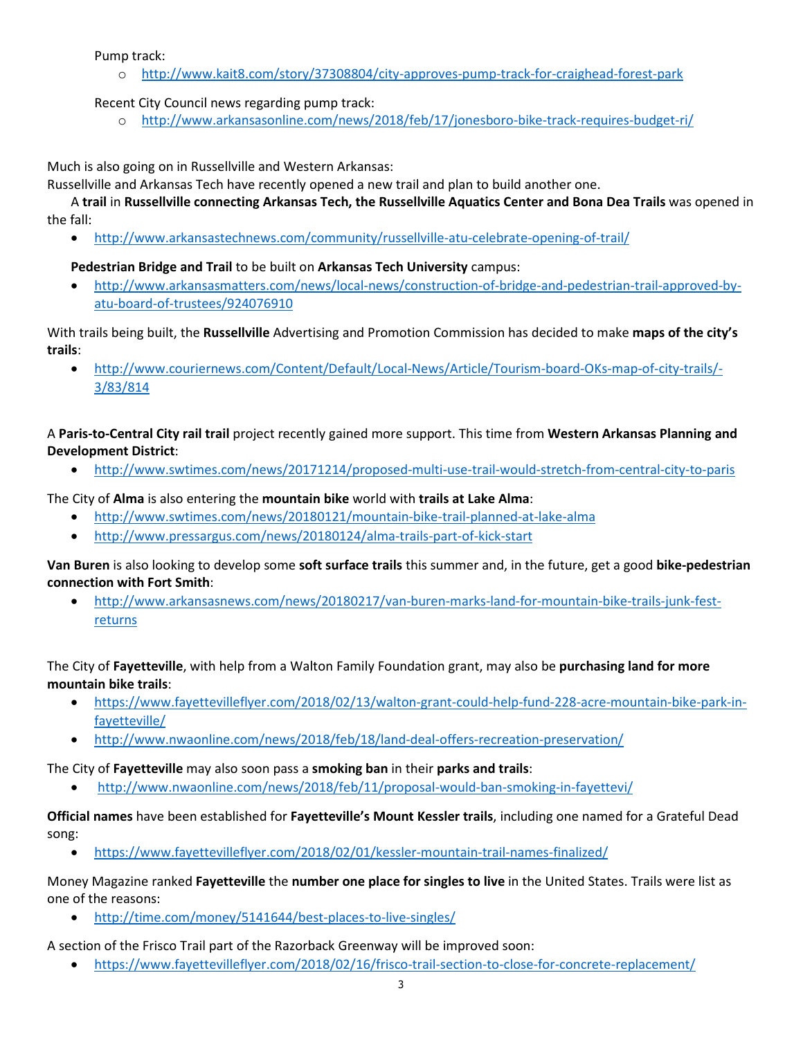Pump track:

- http://www.kait8.com/story/37308804/city-approves-pump-track-for-craighead-forest-park

Recent City Council news regarding pump track:

- http://www.arkansasonline.com/news/2018/feb/17/jonesboro-bike-track-requires-budget-ri/

Much is also going on in Russellville and Western Arkansas:
Russellville and Arkansas Tech have recently opened a new trail and plan to build another one.

A **trail** in **Russellville connecting Arkansas Tech, the Russellville Aquatics Center and Bona Dea Trails** was opened in the fall:

- http://www.arkansastechnews.com/community/russellville-atu-celebrate-opening-of-trail/

**Pedestrian Bridge and Trail** to be built on **Arkansas Tech University** campus:

- http://www.arkansasmatters.com/news/local-news/construction-of-bridge-and-pedestrian-trail-approved-by-atu-board-of-trustees/924076910

With trails being built, the **Russellville** Advertising and Promotion Commission has decided to make **maps of the city's trails**:

- http://www.couriernews.com/Content/Default/Local-News/Article/Tourism-board-OKs-map-of-city-trails/-3/83/814

A **Paris-to-Central City rail trail** project recently gained more support. This time from **Western Arkansas Planning and Development District**:

- http://www.swtimes.com/news/20171214/proposed-multi-use-trail-would-stretch-from-central-city-to-paris

The City of **Alma** is also entering the **mountain bike** world with **trails at Lake Alma**:

- http://www.swtimes.com/news/20180121/mountain-bike-trail-planned-at-lake-alma
- http://www.pressargus.com/news/20180124/alma-trails-part-of-kick-start

**Van Buren** is also looking to develop some **soft surface trails** this summer and, in the future, get a good **bike-pedestrian connection with Fort Smith**:

- http://www.arkansasnews.com/news/20180217/van-buren-marks-land-for-mountain-bike-trails-junk-fest-returns

The City of **Fayetteville**, with help from a Walton Family Foundation grant, may also be **purchasing land for more mountain bike trails**:

- https://www.fayettevilleflyer.com/2018/02/13/walton-grant-could-help-fund-228-acre-mountain-bike-park-in-fayetteville/
- http://www.nwaonline.com/news/2018/feb/18/land-deal-offers-recreation-preservation/

The City of **Fayetteville** may also soon pass a **smoking ban** in their **parks and trails**:

- http://www.nwaonline.com/news/2018/feb/11/proposal-would-ban-smoking-in-fayettevi/

**Official names** have been established for **Fayetteville's Mount Kessler trails**, including one named for a Grateful Dead song:

- https://www.fayettevilleflyer.com/2018/02/01/kessler-mountain-trail-names-finalized/

Money Magazine ranked **Fayetteville** the **number one place for singles to live** in the United States. Trails were list as one of the reasons:

- http://time.com/money/5141644/best-places-to-live-singles/

A section of the Frisco Trail part of the Razorback Greenway will be improved soon:

- https://www.fayettevilleflyer.com/2018/02/16/frisco-trail-section-to-close-for-concrete-replacement/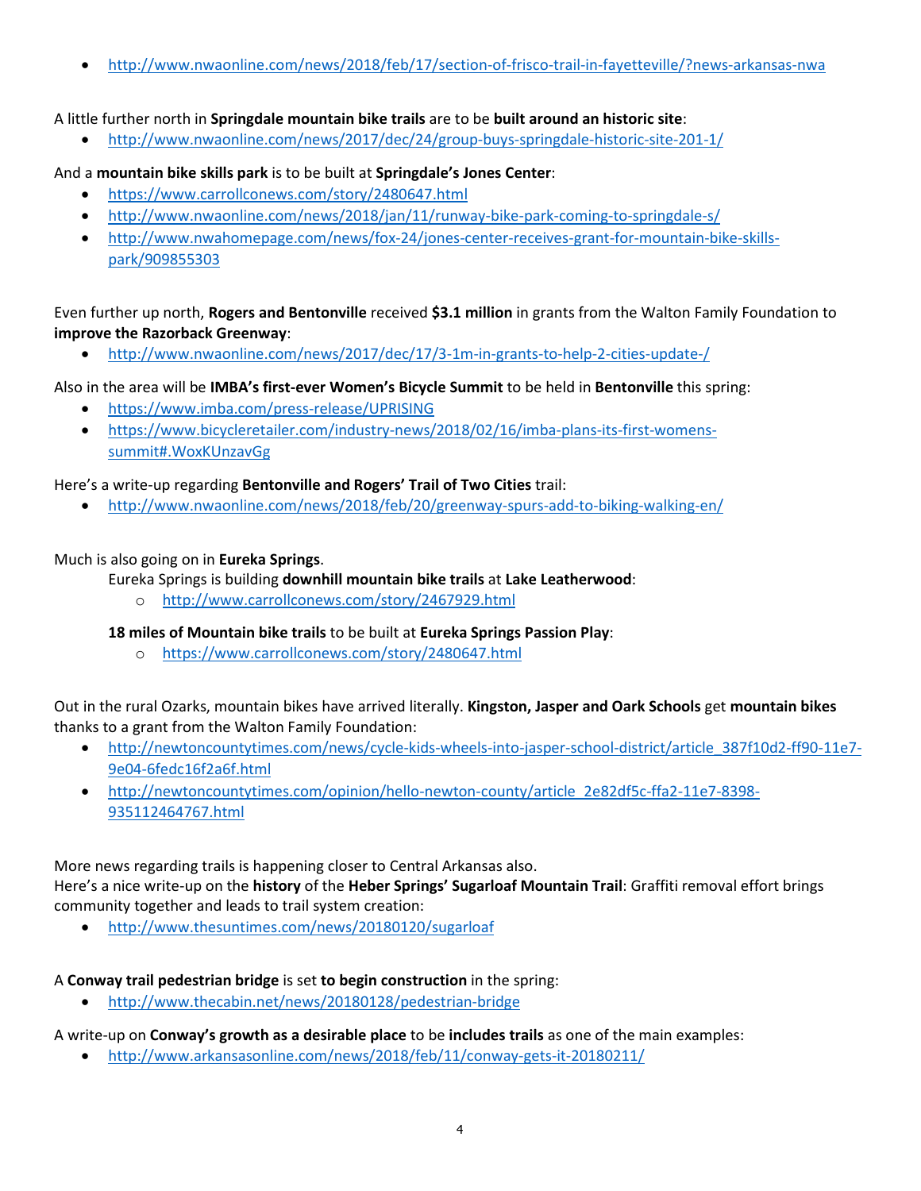- http://www.nwaonline.com/news/2018/feb/17/section-of-frisco-trail-in-fayetteville/?news-arkansas-nwa

A little further north in **Springdale mountain bike trails** are to be **built around an historic site**:

- http://www.nwaonline.com/news/2017/dec/24/group-buys-springdale-historic-site-201-1/

And a **mountain bike skills park** is to be built at **Springdale's Jones Center**:

- https://www.carrollconews.com/story/2480647.html
- http://www.nwaonline.com/news/2018/jan/11/runway-bike-park-coming-to-springdale-s/
- http://www.nwahomepage.com/news/fox-24/jones-center-receives-grant-for-mountain-bike-skills-park/909855303

Even further up north, **Rogers and Bentonville** received **$3.1 million** in grants from the Walton Family Foundation to **improve the Razorback Greenway**:

- http://www.nwaonline.com/news/2017/dec/17/3-1m-in-grants-to-help-2-cities-update-/

Also in the area will be **IMBA's first-ever Women's Bicycle Summit** to be held in **Bentonville** this spring:

- https://www.imba.com/press-release/UPRISING
- https://www.bicycleretailer.com/industry-news/2018/02/16/imba-plans-its-first-womens-summit#.WoxKUnzavGg

Here's a write-up regarding **Bentonville and Rogers' Trail of Two Cities** trail:

- http://www.nwaonline.com/news/2018/feb/20/greenway-spurs-add-to-biking-walking-en/

Much is also going on in **Eureka Springs**.

Eureka Springs is building **downhill mountain bike trails** at **Lake Leatherwood**:

- http://www.carrollconews.com/story/2467929.html

**18 miles of Mountain bike trails** to be built at **Eureka Springs Passion Play**:

- https://www.carrollconews.com/story/2480647.html

Out in the rural Ozarks, mountain bikes have arrived literally. **Kingston, Jasper and Oark Schools** get **mountain bikes** thanks to a grant from the Walton Family Foundation:

- http://newtoncountytimes.com/news/cycle-kids-wheels-into-jasper-school-district/article_387f10d2-ff90-11e7-9e04-6fedc16f2a6f.html
- http://newtoncountytimes.com/opinion/hello-newton-county/article_2e82df5c-ffa2-11e7-8398-935112464767.html

More news regarding trails is happening closer to Central Arkansas also.
Here's a nice write-up on the **history** of the **Heber Springs' Sugarloaf Mountain Trail**: Graffiti removal effort brings community together and leads to trail system creation:

- http://www.thesuntimes.com/news/20180120/sugarloaf

A **Conway trail pedestrian bridge** is set **to begin construction** in the spring:

- http://www.thecabin.net/news/20180128/pedestrian-bridge

A write-up on **Conway's growth as a desirable place** to be **includes trails** as one of the main examples:

- http://www.arkansasonline.com/news/2018/feb/11/conway-gets-it-20180211/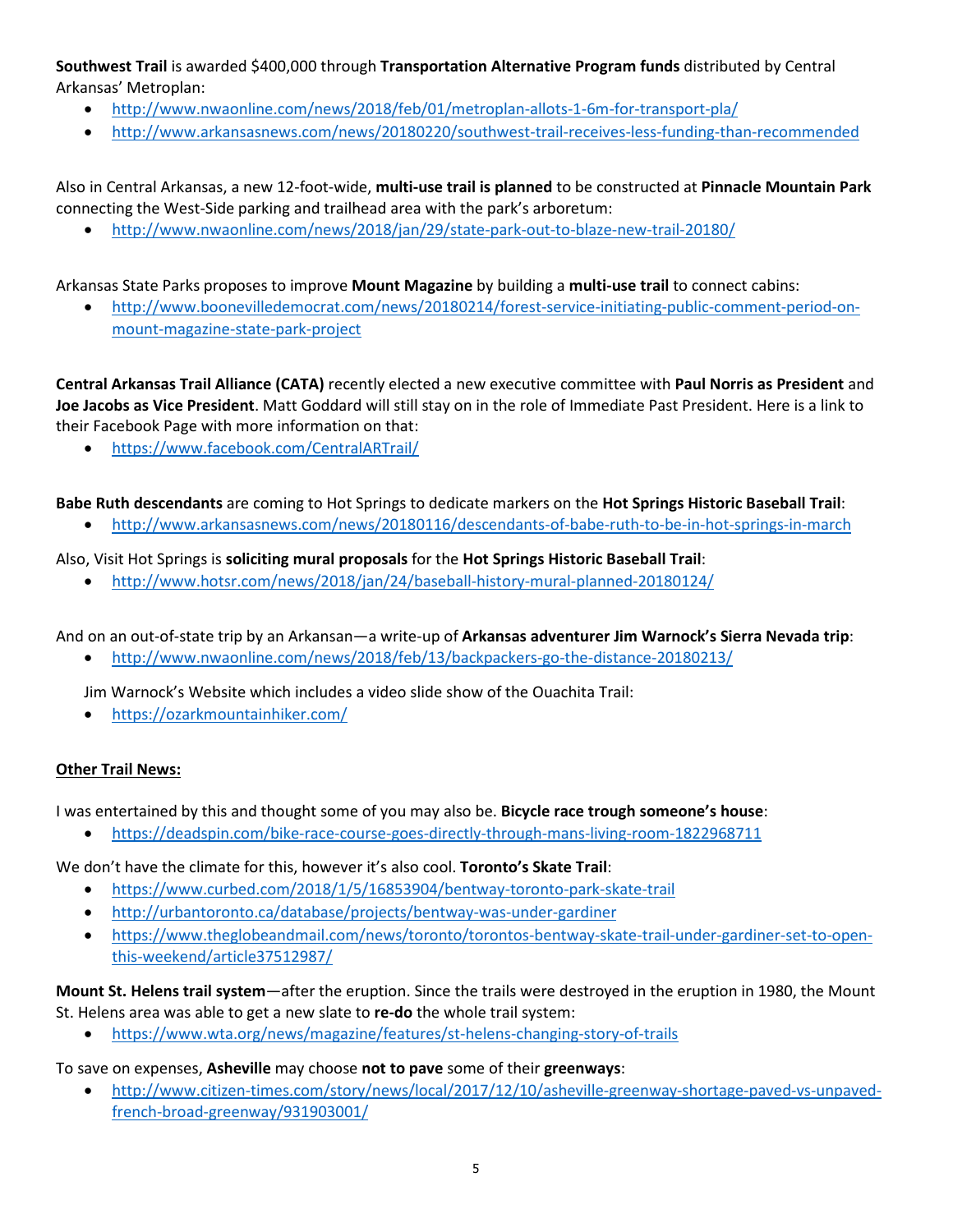**Southwest Trail** is awarded $400,000 through **Transportation Alternative Program funds** distributed by Central Arkansas' Metroplan:

- http://www.nwaonline.com/news/2018/feb/01/metroplan-allots-1-6m-for-transport-pla/
- http://www.arkansasnews.com/news/20180220/southwest-trail-receives-less-funding-than-recommended

Also in Central Arkansas, a new 12-foot-wide, **multi-use trail is planned** to be constructed at **Pinnacle Mountain Park** connecting the West-Side parking and trailhead area with the park's arboretum:

- http://www.nwaonline.com/news/2018/jan/29/state-park-out-to-blaze-new-trail-20180/

Arkansas State Parks proposes to improve **Mount Magazine** by building a **multi-use trail** to connect cabins:

- http://www.boonevilledemocrat.com/news/20180214/forest-service-initiating-public-comment-period-on-mount-magazine-state-park-project

**Central Arkansas Trail Alliance (CATA)** recently elected a new executive committee with **Paul Norris as President** and **Joe Jacobs as Vice President**. Matt Goddard will still stay on in the role of Immediate Past President. Here is a link to their Facebook Page with more information on that:

- https://www.facebook.com/CentralARTrail/

**Babe Ruth descendants** are coming to Hot Springs to dedicate markers on the **Hot Springs Historic Baseball Trail**:

- http://www.arkansasnews.com/news/20180116/descendants-of-babe-ruth-to-be-in-hot-springs-in-march

Also, Visit Hot Springs is **soliciting mural proposals** for the **Hot Springs Historic Baseball Trail**:

- http://www.hotsr.com/news/2018/jan/24/baseball-history-mural-planned-20180124/

And on an out-of-state trip by an Arkansan—a write-up of **Arkansas adventurer Jim Warnock's Sierra Nevada trip**:

- http://www.nwaonline.com/news/2018/feb/13/backpackers-go-the-distance-20180213/

Jim Warnock's Website which includes a video slide show of the Ouachita Trail:

- https://ozarkmountainhiker.com/

## Other Trail News:

I was entertained by this and thought some of you may also be. **Bicycle race trough someone's house**:

- https://deadspin.com/bike-race-course-goes-directly-through-mans-living-room-1822968711

We don't have the climate for this, however it's also cool. **Toronto's Skate Trail**:

- https://www.curbed.com/2018/1/5/16853904/bentway-toronto-park-skate-trail
- http://urbantoronto.ca/database/projects/bentway-was-under-gardiner
- https://www.theglobeandmail.com/news/toronto/torontos-bentway-skate-trail-under-gardiner-set-to-open-this-weekend/article37512987/

**Mount St. Helens trail system**—after the eruption. Since the trails were destroyed in the eruption in 1980, the Mount St. Helens area was able to get a new slate to **re-do** the whole trail system:

- https://www.wta.org/news/magazine/features/st-helens-changing-story-of-trails

To save on expenses, **Asheville** may choose **not to pave** some of their **greenways**:

- http://www.citizen-times.com/story/news/local/2017/12/10/asheville-greenway-shortage-paved-vs-unpaved-french-broad-greenway/931903001/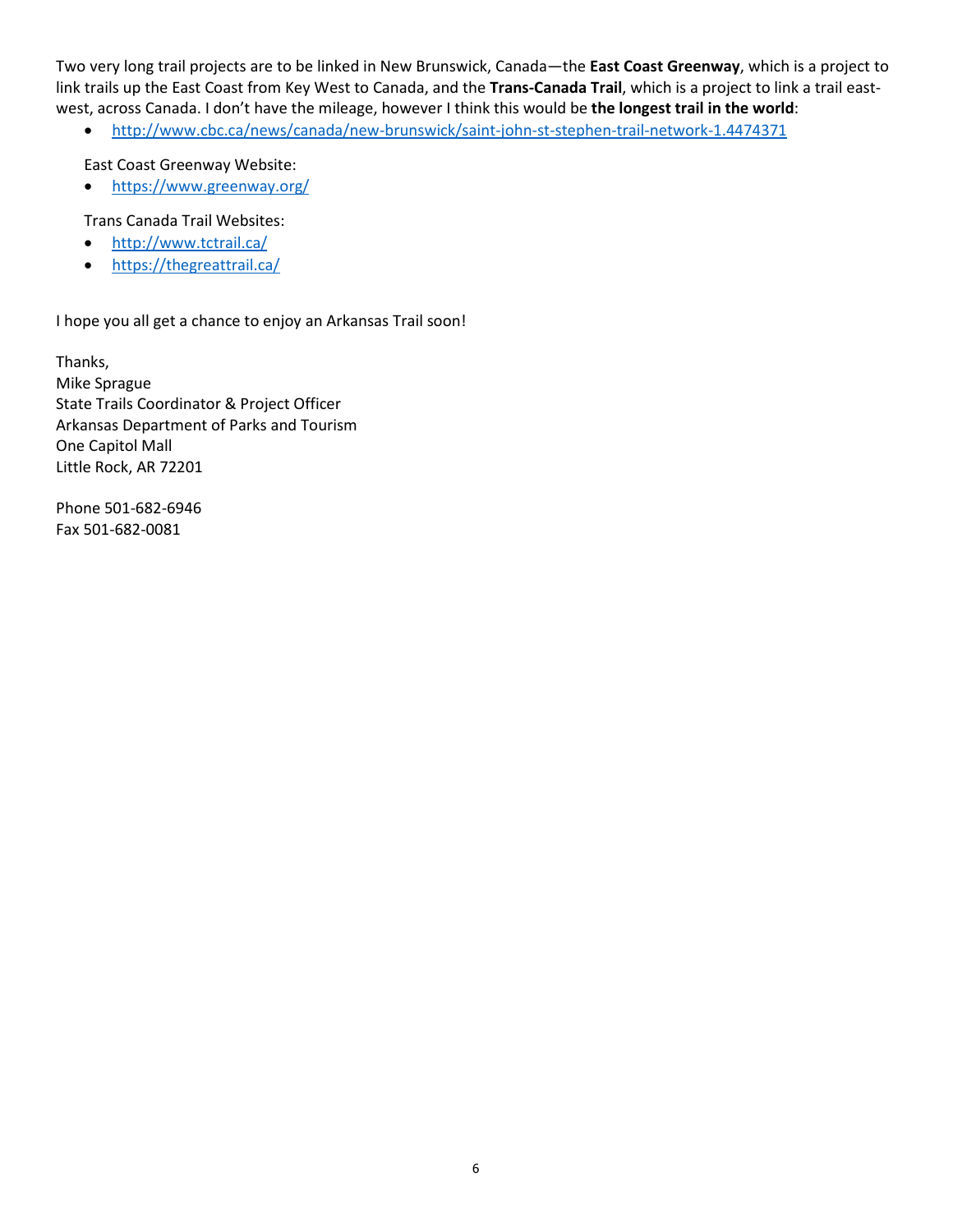Two very long trail projects are to be linked in New Brunswick, Canada—the **East Coast Greenway**, which is a project to link trails up the East Coast from Key West to Canada, and the **Trans-Canada Trail**, which is a project to link a trail east-west, across Canada. I don't have the mileage, however I think this would be **the longest trail in the world**:

- http://www.cbc.ca/news/canada/new-brunswick/saint-john-st-stephen-trail-network-1.4474371

East Coast Greenway Website:

- https://www.greenway.org/

Trans Canada Trail Websites:

- http://www.tctrail.ca/
- https://thegreattrail.ca/

I hope you all get a chance to enjoy an Arkansas Trail soon!

Thanks,
Mike Sprague
State Trails Coordinator & Project Officer
Arkansas Department of Parks and Tourism
One Capitol Mall
Little Rock, AR 72201

Phone 501-682-6946
Fax 501-682-0081